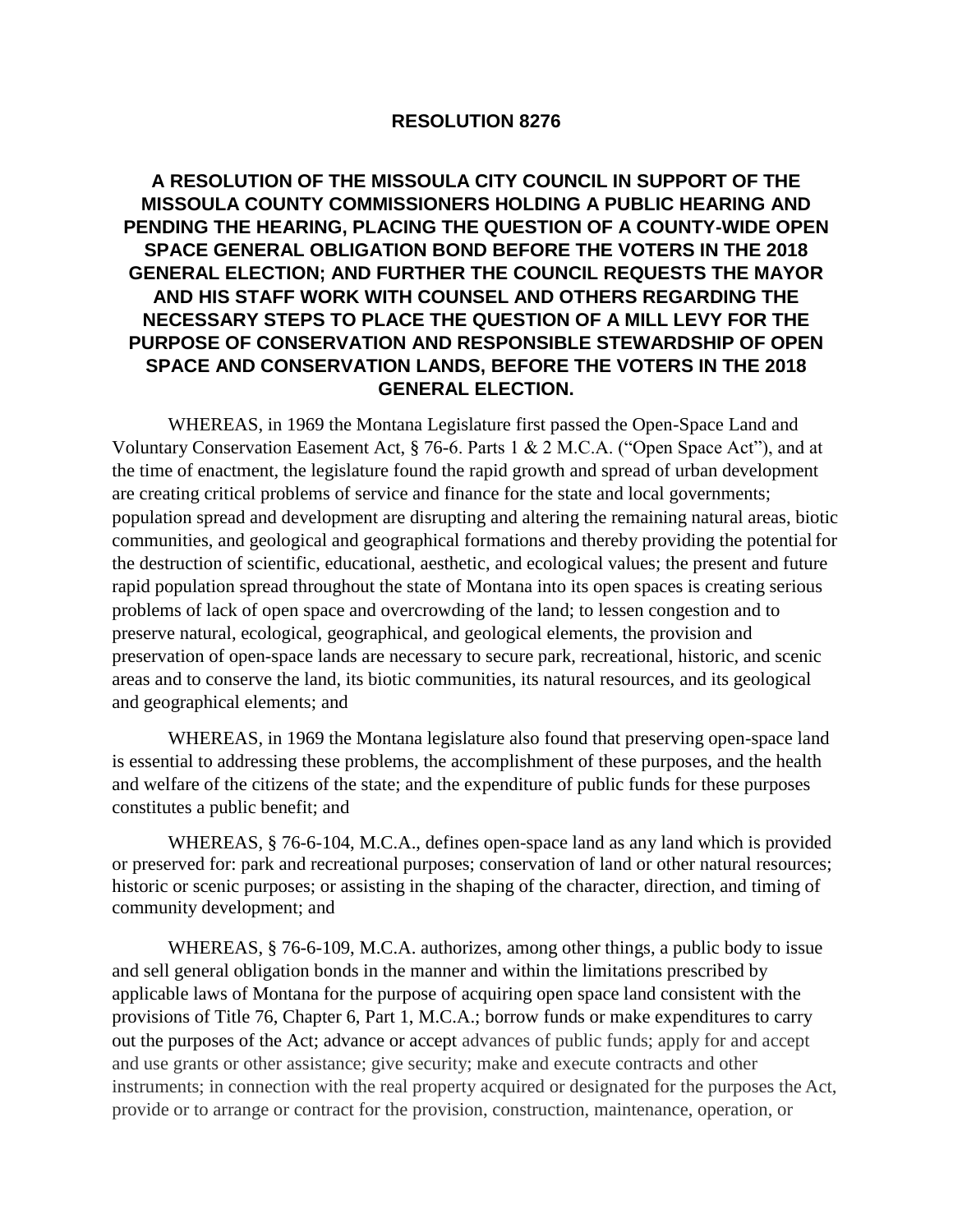# RESOLUTION 8276

## A RESOLUTION OF THE MISSOULA CITY COUNCIL IN SUPPORT OF THE MISSOULA COUNTY COMMISSIONERS HOLDING A PUBLIC HEARING AND PENDING THE HEARING, PLACING THE QUESTION OF A COUNTY-WIDE OPEN SPACE GENERAL OBLIGATION BOND BEFORE THE VOTERS IN THE 2018 GENERAL ELECTION; AND FURTHER THE COUNCIL REQUESTS THE MAYOR AND HIS STAFF WORK WITH COUNSEL AND OTHERS REGARDING THE NECESSARY STEPS TO PLACE THE QUESTION OF A MILL LEVY FOR THE PURPOSE OF CONSERVATION AND RESPONSIBLE STEWARDSHIP OF OPEN SPACE AND CONSERVATION LANDS, BEFORE THE VOTERS IN THE 2018 GENERAL ELECTION.

WHEREAS, in 1969 the Montana Legislature first passed the Open-Space Land and Voluntary Conservation Easement Act, § 76-6. Parts 1 & 2 M.C.A. ("Open Space Act"), and at the time of enactment, the legislature found the rapid growth and spread of urban development are creating critical problems of service and finance for the state and local governments; population spread and development are disrupting and altering the remaining natural areas, biotic communities, and geological and geographical formations and thereby providing the potential for the destruction of scientific, educational, aesthetic, and ecological values; the present and future rapid population spread throughout the state of Montana into its open spaces is creating serious problems of lack of open space and overcrowding of the land; to lessen congestion and to preserve natural, ecological, geographical, and geological elements, the provision and preservation of open-space lands are necessary to secure park, recreational, historic, and scenic areas and to conserve the land, its biotic communities, its natural resources, and its geological and geographical elements; and

WHEREAS, in 1969 the Montana legislature also found that preserving open-space land is essential to addressing these problems, the accomplishment of these purposes, and the health and welfare of the citizens of the state; and the expenditure of public funds for these purposes constitutes a public benefit; and

WHEREAS, § 76-6-104, M.C.A., defines open-space land as any land which is provided or preserved for: park and recreational purposes; conservation of land or other natural resources; historic or scenic purposes; or assisting in the shaping of the character, direction, and timing of community development; and

WHEREAS, § 76-6-109, M.C.A. authorizes, among other things, a public body to issue and sell general obligation bonds in the manner and within the limitations prescribed by applicable laws of Montana for the purpose of acquiring open space land consistent with the provisions of Title 76, Chapter 6, Part 1, M.C.A.; borrow funds or make expenditures to carry out the purposes of the Act; advance or accept advances of public funds; apply for and accept and use grants or other assistance; give security; make and execute contracts and other instruments; in connection with the real property acquired or designated for the purposes the Act, provide or to arrange or contract for the provision, construction, maintenance, operation, or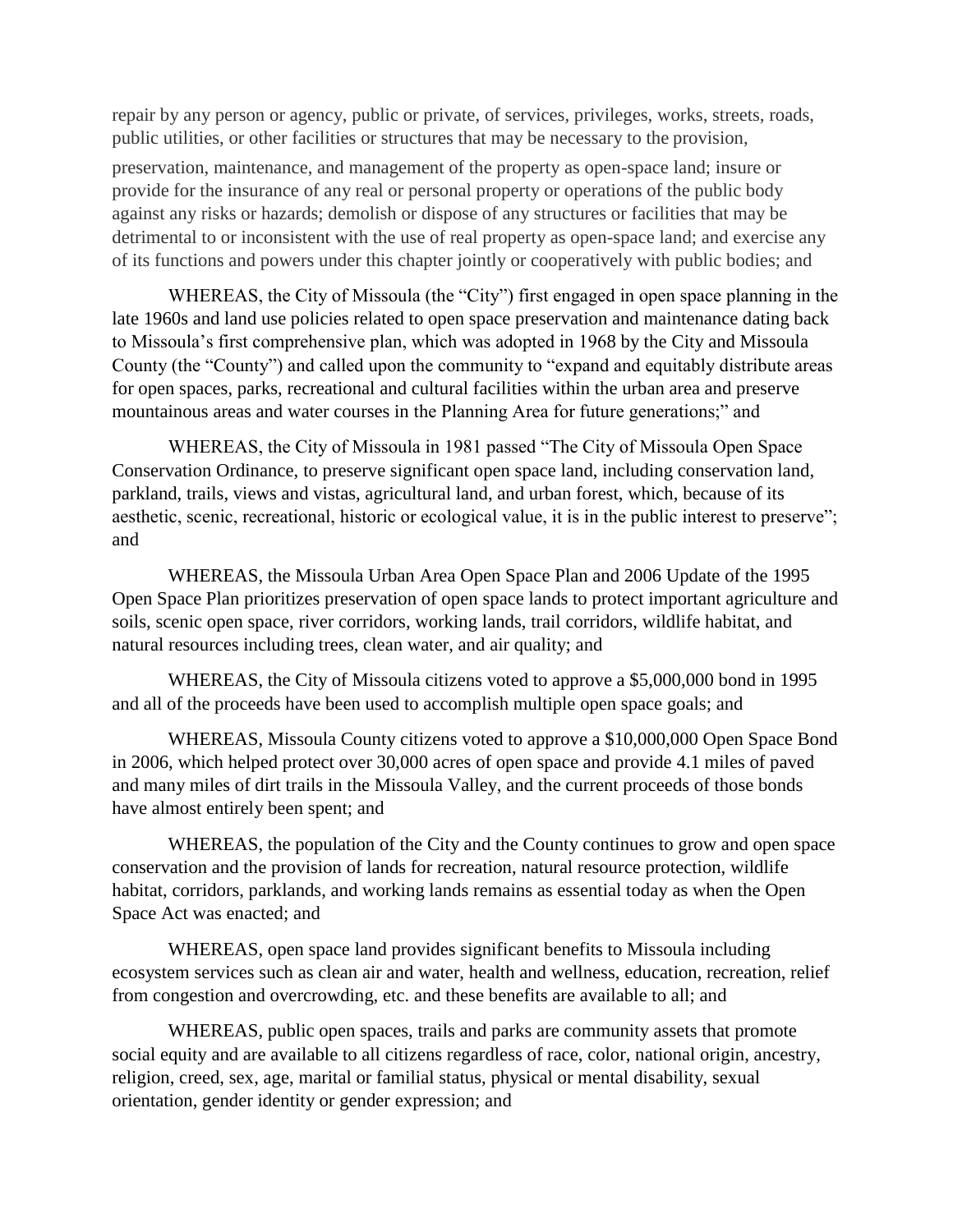repair by any person or agency, public or private, of services, privileges, works, streets, roads, public utilities, or other facilities or structures that may be necessary to the provision, preservation, maintenance, and management of the property as open-space land; insure or provide for the insurance of any real or personal property or operations of the public body against any risks or hazards; demolish or dispose of any structures or facilities that may be detrimental to or inconsistent with the use of real property as open-space land; and exercise any of its functions and powers under this chapter jointly or cooperatively with public bodies; and

WHEREAS, the City of Missoula (the "City") first engaged in open space planning in the late 1960s and land use policies related to open space preservation and maintenance dating back to Missoula's first comprehensive plan, which was adopted in 1968 by the City and Missoula County (the "County") and called upon the community to "expand and equitably distribute areas for open spaces, parks, recreational and cultural facilities within the urban area and preserve mountainous areas and water courses in the Planning Area for future generations;" and

WHEREAS, the City of Missoula in 1981 passed "The City of Missoula Open Space Conservation Ordinance, to preserve significant open space land, including conservation land, parkland, trails, views and vistas, agricultural land, and urban forest, which, because of its aesthetic, scenic, recreational, historic or ecological value, it is in the public interest to preserve"; and

WHEREAS, the Missoula Urban Area Open Space Plan and 2006 Update of the 1995 Open Space Plan prioritizes preservation of open space lands to protect important agriculture and soils, scenic open space, river corridors, working lands, trail corridors, wildlife habitat, and natural resources including trees, clean water, and air quality; and

WHEREAS, the City of Missoula citizens voted to approve a $5,000,000 bond in 1995 and all of the proceeds have been used to accomplish multiple open space goals; and

WHEREAS, Missoula County citizens voted to approve a $10,000,000 Open Space Bond in 2006, which helped protect over 30,000 acres of open space and provide 4.1 miles of paved and many miles of dirt trails in the Missoula Valley, and the current proceeds of those bonds have almost entirely been spent; and

WHEREAS, the population of the City and the County continues to grow and open space conservation and the provision of lands for recreation, natural resource protection, wildlife habitat, corridors, parklands, and working lands remains as essential today as when the Open Space Act was enacted; and

WHEREAS, open space land provides significant benefits to Missoula including ecosystem services such as clean air and water, health and wellness, education, recreation, relief from congestion and overcrowding, etc. and these benefits are available to all; and

WHEREAS, public open spaces, trails and parks are community assets that promote social equity and are available to all citizens regardless of race, color, national origin, ancestry, religion, creed, sex, age, marital or familial status, physical or mental disability, sexual orientation, gender identity or gender expression; and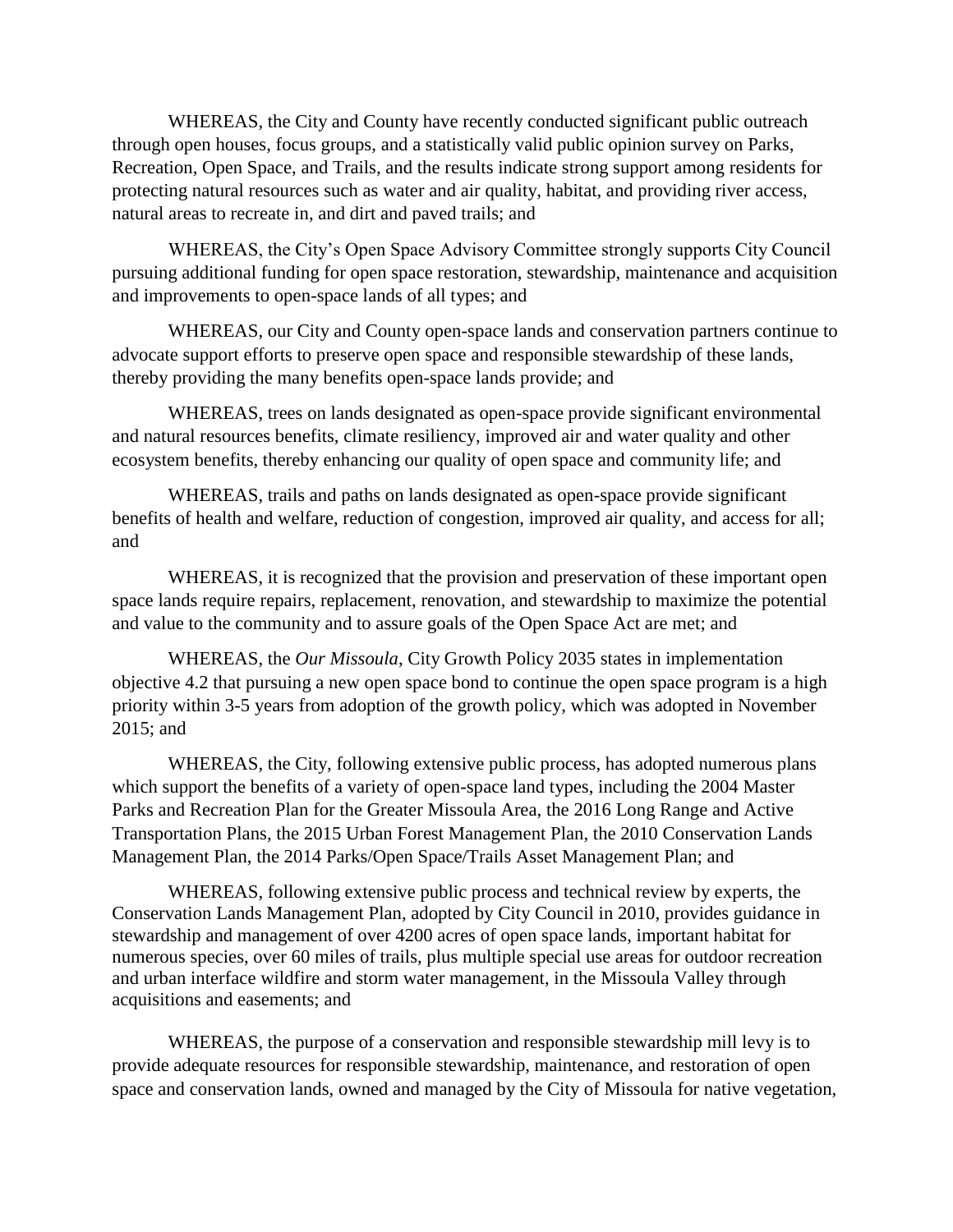WHEREAS, the City and County have recently conducted significant public outreach through open houses, focus groups, and a statistically valid public opinion survey on Parks, Recreation, Open Space, and Trails, and the results indicate strong support among residents for protecting natural resources such as water and air quality, habitat, and providing river access, natural areas to recreate in, and dirt and paved trails; and

WHEREAS, the City's Open Space Advisory Committee strongly supports City Council pursuing additional funding for open space restoration, stewardship, maintenance and acquisition and improvements to open-space lands of all types; and

WHEREAS, our City and County open-space lands and conservation partners continue to advocate support efforts to preserve open space and responsible stewardship of these lands, thereby providing the many benefits open-space lands provide; and

WHEREAS, trees on lands designated as open-space provide significant environmental and natural resources benefits, climate resiliency, improved air and water quality and other ecosystem benefits, thereby enhancing our quality of open space and community life; and

WHEREAS, trails and paths on lands designated as open-space provide significant benefits of health and welfare, reduction of congestion, improved air quality, and access for all; and

WHEREAS, it is recognized that the provision and preservation of these important open space lands require repairs, replacement, renovation, and stewardship to maximize the potential and value to the community and to assure goals of the Open Space Act are met; and

WHEREAS, the *Our Missoula*, City Growth Policy 2035 states in implementation objective 4.2 that pursuing a new open space bond to continue the open space program is a high priority within 3-5 years from adoption of the growth policy, which was adopted in November 2015; and

WHEREAS, the City, following extensive public process, has adopted numerous plans which support the benefits of a variety of open-space land types, including the 2004 Master Parks and Recreation Plan for the Greater Missoula Area, the 2016 Long Range and Active Transportation Plans, the 2015 Urban Forest Management Plan, the 2010 Conservation Lands Management Plan, the 2014 Parks/Open Space/Trails Asset Management Plan; and

WHEREAS, following extensive public process and technical review by experts, the Conservation Lands Management Plan, adopted by City Council in 2010, provides guidance in stewardship and management of over 4200 acres of open space lands, important habitat for numerous species, over 60 miles of trails, plus multiple special use areas for outdoor recreation and urban interface wildfire and storm water management, in the Missoula Valley through acquisitions and easements; and

WHEREAS, the purpose of a conservation and responsible stewardship mill levy is to provide adequate resources for responsible stewardship, maintenance, and restoration of open space and conservation lands, owned and managed by the City of Missoula for native vegetation,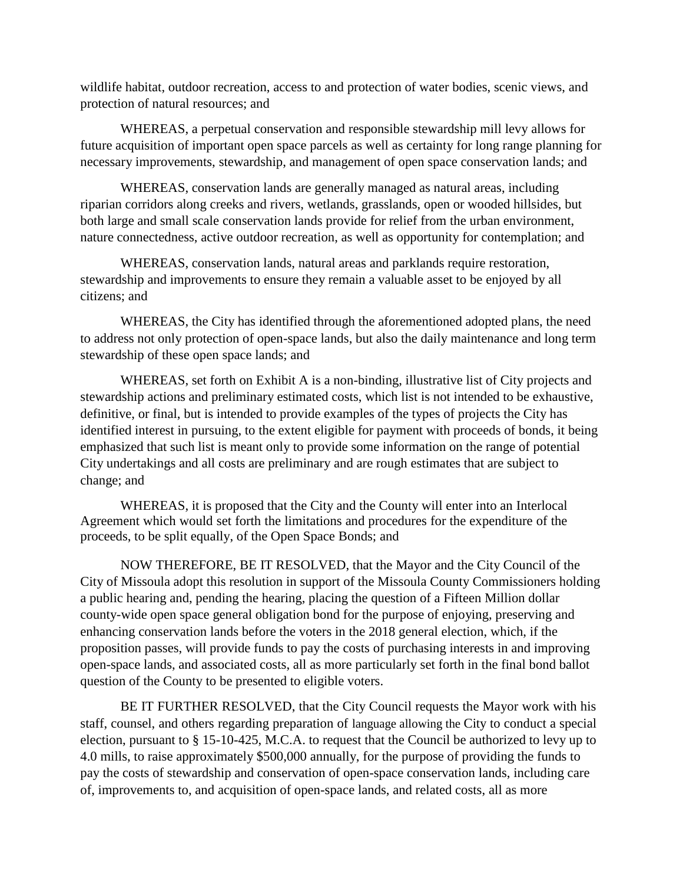wildlife habitat, outdoor recreation, access to and protection of water bodies, scenic views, and protection of natural resources; and

WHEREAS, a perpetual conservation and responsible stewardship mill levy allows for future acquisition of important open space parcels as well as certainty for long range planning for necessary improvements, stewardship, and management of open space conservation lands; and

WHEREAS, conservation lands are generally managed as natural areas, including riparian corridors along creeks and rivers, wetlands, grasslands, open or wooded hillsides, but both large and small scale conservation lands provide for relief from the urban environment, nature connectedness, active outdoor recreation, as well as opportunity for contemplation; and

WHEREAS, conservation lands, natural areas and parklands require restoration, stewardship and improvements to ensure they remain a valuable asset to be enjoyed by all citizens; and

WHEREAS, the City has identified through the aforementioned adopted plans, the need to address not only protection of open-space lands, but also the daily maintenance and long term stewardship of these open space lands; and

WHEREAS, set forth on Exhibit A is a non-binding, illustrative list of City projects and stewardship actions and preliminary estimated costs, which list is not intended to be exhaustive, definitive, or final, but is intended to provide examples of the types of projects the City has identified interest in pursuing, to the extent eligible for payment with proceeds of bonds, it being emphasized that such list is meant only to provide some information on the range of potential City undertakings and all costs are preliminary and are rough estimates that are subject to change; and

WHEREAS, it is proposed that the City and the County will enter into an Interlocal Agreement which would set forth the limitations and procedures for the expenditure of the proceeds, to be split equally, of the Open Space Bonds; and

NOW THEREFORE, BE IT RESOLVED, that the Mayor and the City Council of the City of Missoula adopt this resolution in support of the Missoula County Commissioners holding a public hearing and, pending the hearing, placing the question of a Fifteen Million dollar county-wide open space general obligation bond for the purpose of enjoying, preserving and enhancing conservation lands before the voters in the 2018 general election, which, if the proposition passes, will provide funds to pay the costs of purchasing interests in and improving open-space lands, and associated costs, all as more particularly set forth in the final bond ballot question of the County to be presented to eligible voters.

BE IT FURTHER RESOLVED, that the City Council requests the Mayor work with his staff, counsel, and others regarding preparation of language allowing the City to conduct a special election, pursuant to § 15-10-425, M.C.A. to request that the Council be authorized to levy up to 4.0 mills, to raise approximately $500,000 annually, for the purpose of providing the funds to pay the costs of stewardship and conservation of open-space conservation lands, including care of, improvements to, and acquisition of open-space lands, and related costs, all as more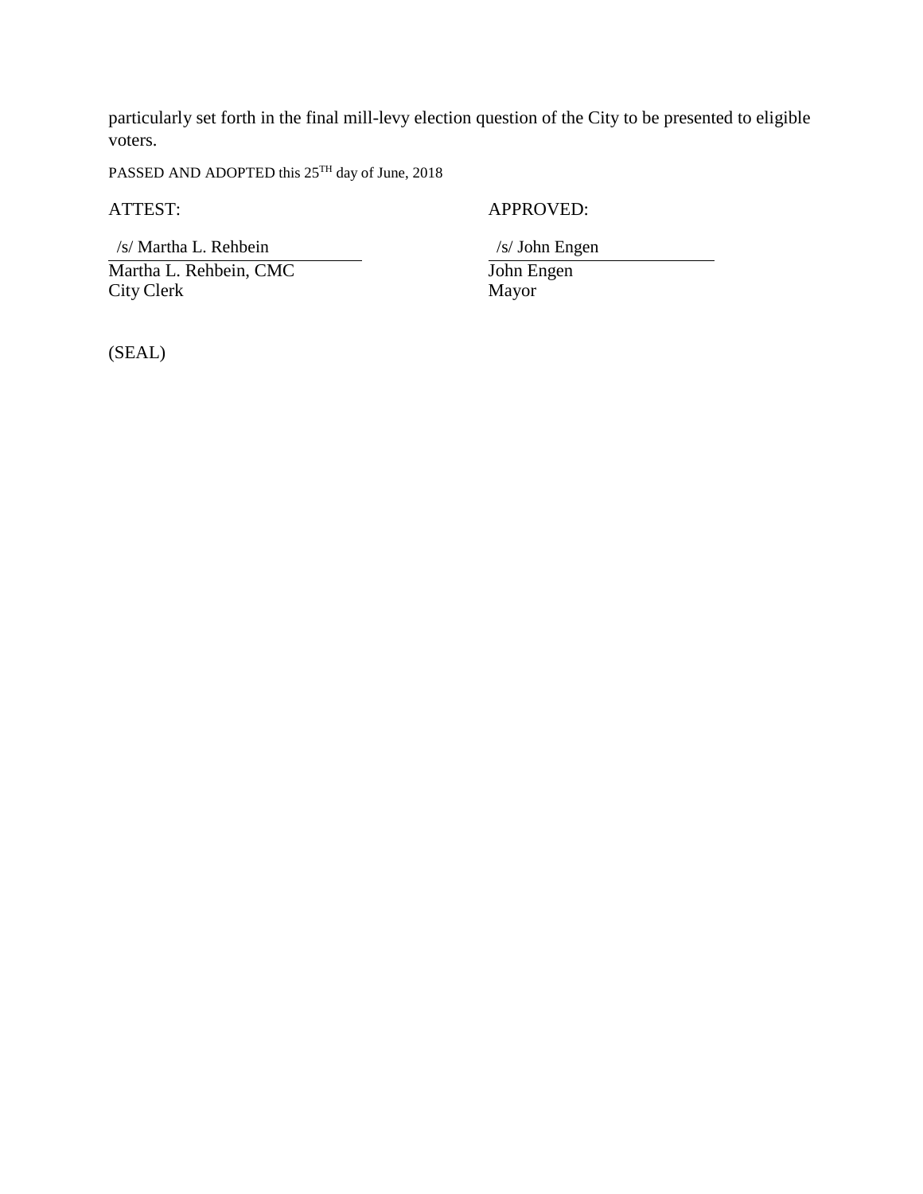particularly set forth in the final mill-levy election question of the City to be presented to eligible voters.

PASSED AND ADOPTED this 25TH day of June, 2018

| ATTEST: | APPROVED: |
|---|---|
| /s/ Martha L. Rehbein | /s/ John Engen |
| Martha L. Rehbein, CMC | John Engen |
| City Clerk | Mayor |

(SEAL)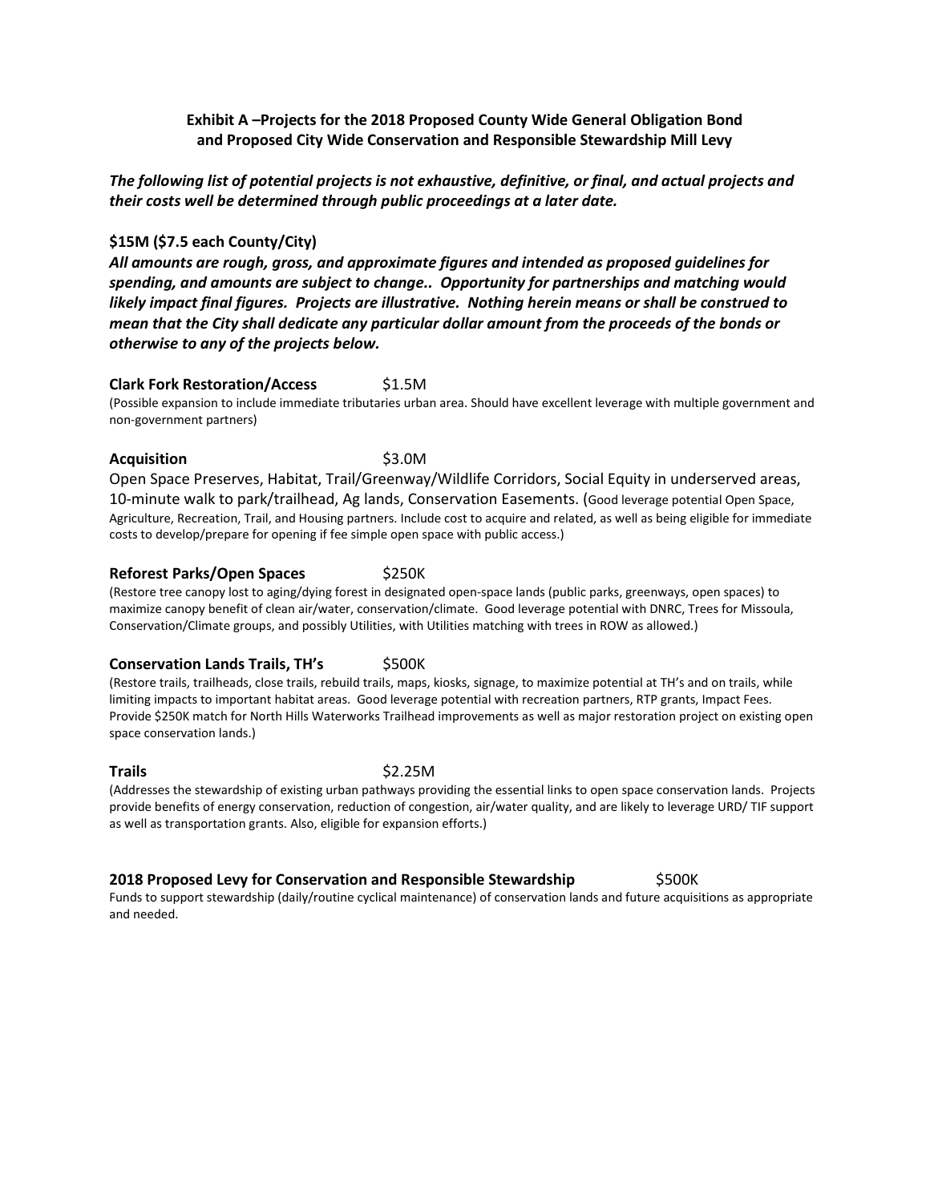**Exhibit A –Projects for the 2018 Proposed County Wide General Obligation Bond and Proposed City Wide Conservation and Responsible Stewardship Mill Levy**

***The following list of potential projects is not exhaustive, definitive, or final, and actual projects and their costs well be determined through public proceedings at a later date.***

**$15M ($7.5 each County/City)**

***All amounts are rough, gross, and approximate figures and intended as proposed guidelines for spending, and amounts are subject to change.. Opportunity for partnerships and matching would likely impact final figures. Projects are illustrative. Nothing herein means or shall be construed to mean that the City shall dedicate any particular dollar amount from the proceeds of the bonds or otherwise to any of the projects below.***

**Clark Fork Restoration/Access** $1.5M

(Possible expansion to include immediate tributaries urban area. Should have excellent leverage with multiple government and non-government partners)

**Acquisition** $3.0M

Open Space Preserves, Habitat, Trail/Greenway/Wildlife Corridors, Social Equity in underserved areas, 10-minute walk to park/trailhead, Ag lands, Conservation Easements. (Good leverage potential Open Space, Agriculture, Recreation, Trail, and Housing partners. Include cost to acquire and related, as well as being eligible for immediate costs to develop/prepare for opening if fee simple open space with public access.)

**Reforest Parks/Open Spaces** $250K

(Restore tree canopy lost to aging/dying forest in designated open-space lands (public parks, greenways, open spaces) to maximize canopy benefit of clean air/water, conservation/climate. Good leverage potential with DNRC, Trees for Missoula, Conservation/Climate groups, and possibly Utilities, with Utilities matching with trees in ROW as allowed.)

**Conservation Lands Trails, TH's** $500K

(Restore trails, trailheads, close trails, rebuild trails, maps, kiosks, signage, to maximize potential at TH's and on trails, while limiting impacts to important habitat areas. Good leverage potential with recreation partners, RTP grants, Impact Fees. Provide $250K match for North Hills Waterworks Trailhead improvements as well as major restoration project on existing open space conservation lands.)

**Trails** $2.25M

(Addresses the stewardship of existing urban pathways providing the essential links to open space conservation lands. Projects provide benefits of energy conservation, reduction of congestion, air/water quality, and are likely to leverage URD/ TIF support as well as transportation grants. Also, eligible for expansion efforts.)

**2018 Proposed Levy for Conservation and Responsible Stewardship** $500K

Funds to support stewardship (daily/routine cyclical maintenance) of conservation lands and future acquisitions as appropriate and needed.